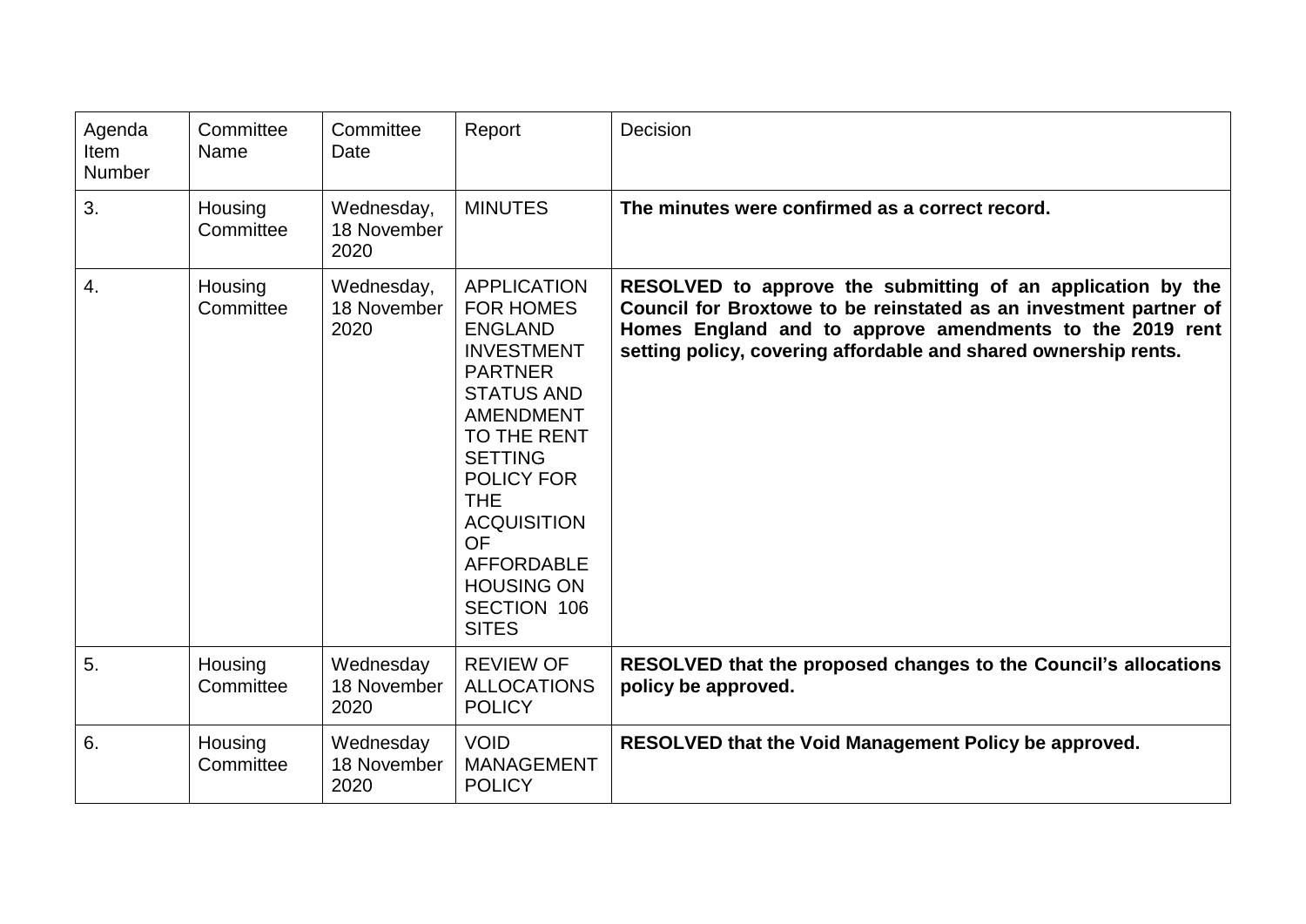| Agenda Item Number | Committee Name | Committee Date | Report | Decision |
|---|---|---|---|---|
| 3. | Housing Committee | Wednesday, 18 November 2020 | MINUTES | **The minutes were confirmed as a correct record.** |
| 4. | Housing Committee | Wednesday, 18 November 2020 | APPLICATION FOR HOMES ENGLAND INVESTMENT PARTNER STATUS AND AMENDMENT TO THE RENT SETTING POLICY FOR THE ACQUISITION OF AFFORDABLE HOUSING ON SECTION 106 SITES | **RESOLVED to approve the submitting of an application by the Council for Broxtowe to be reinstated as an investment partner of Homes England and to approve amendments to the 2019 rent setting policy, covering affordable and shared ownership rents.** |
| 5. | Housing Committee | Wednesday 18 November 2020 | REVIEW OF ALLOCATIONS POLICY | **RESOLVED that the proposed changes to the Council's allocations policy be approved.** |
| 6. | Housing Committee | Wednesday 18 November 2020 | VOID MANAGEMENT POLICY | **RESOLVED that the Void Management Policy be approved.** |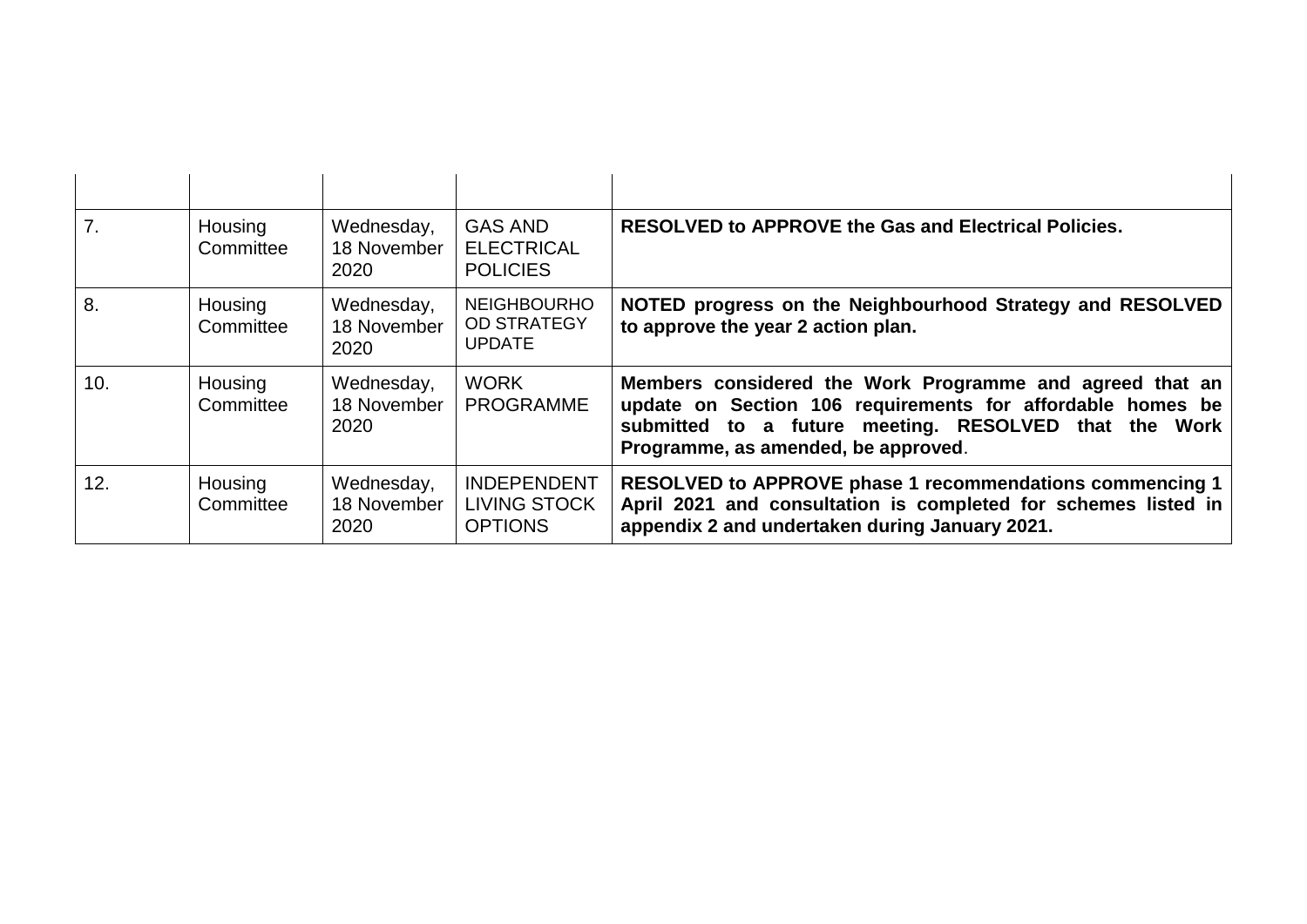| | | | | |
|---|---|---|---|---|
| 7. | Housing Committee | Wednesday, 18 November 2020 | GAS AND ELECTRICAL POLICIES | **RESOLVED to APPROVE the Gas and Electrical Policies.** |
| 8. | Housing Committee | Wednesday, 18 November 2020 | NEIGHBOURHOOD STRATEGY UPDATE | **NOTED progress on the Neighbourhood Strategy and RESOLVED to approve the year 2 action plan.** |
| 10. | Housing Committee | Wednesday, 18 November 2020 | WORK PROGRAMME | **Members considered the Work Programme and agreed that an update on Section 106 requirements for affordable homes be submitted to a future meeting. RESOLVED that the Work Programme, as amended, be approved**. |
| 12. | Housing Committee | Wednesday, 18 November 2020 | INDEPENDENT LIVING STOCK OPTIONS | **RESOLVED to APPROVE phase 1 recommendations commencing 1 April 2021 and consultation is completed for schemes listed in appendix 2 and undertaken during January 2021.** |